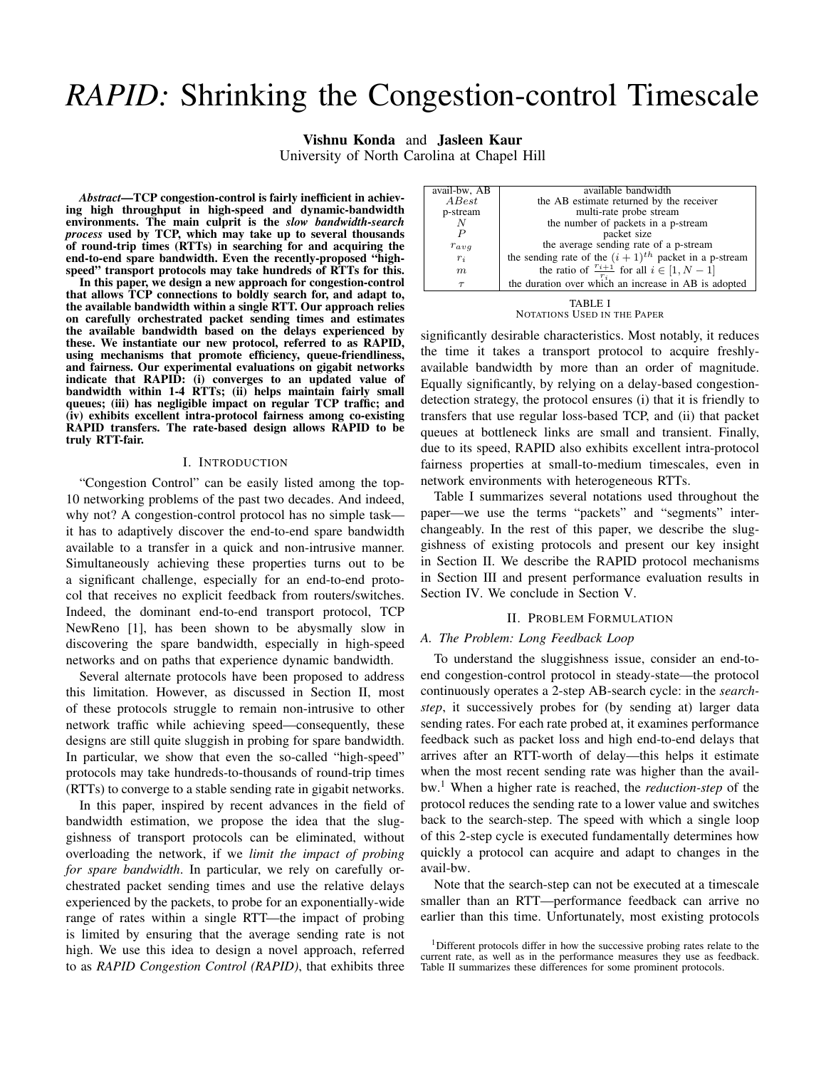# *RAPID:* Shrinking the Congestion-control Timescale

**Vishnu Konda** and **Jasleen Kaur**
University of North Carolina at Chapel Hill

***Abstract*—TCP congestion-control is fairly inefficient in achieving high throughput in high-speed and dynamic-bandwidth environments. The main culprit is the *slow bandwidth-search process* used by TCP, which may take up to several thousands of round-trip times (RTTs) in searching for and acquiring the end-to-end spare bandwidth. Even the recently-proposed "high-speed" transport protocols may take hundreds of RTTs for this.**

**In this paper, we design a new approach for congestion-control that allows TCP connections to boldly search for, and adapt to, the available bandwidth within a single RTT. Our approach relies on carefully orchestrated packet sending times and estimates the available bandwidth based on the delays experienced by these. We instantiate our new protocol, referred to as RAPID, using mechanisms that promote efficiency, queue-friendliness, and fairness. Our experimental evaluations on gigabit networks indicate that RAPID: (i) converges to an updated value of bandwidth within 1-4 RTTs; (ii) helps maintain fairly small queues; (iii) has negligible impact on regular TCP traffic; and (iv) exhibits excellent intra-protocol fairness among co-existing RAPID transfers. The rate-based design allows RAPID to be truly RTT-fair.**

## I. Introduction

"Congestion Control" can be easily listed among the top-10 networking problems of the past two decades. And indeed, why not? A congestion-control protocol has no simple task—it has to adaptively discover the end-to-end spare bandwidth available to a transfer in a quick and non-intrusive manner. Simultaneously achieving these properties turns out to be a significant challenge, especially for an end-to-end protocol that receives no explicit feedback from routers/switches. Indeed, the dominant end-to-end transport protocol, TCP NewReno [1], has been shown to be abysmally slow in discovering the spare bandwidth, especially in high-speed networks and on paths that experience dynamic bandwidth.

Several alternate protocols have been proposed to address this limitation. However, as discussed in Section II, most of these protocols struggle to remain non-intrusive to other network traffic while achieving speed—consequently, these designs are still quite sluggish in probing for spare bandwidth. In particular, we show that even the so-called "high-speed" protocols may take hundreds-to-thousands of round-trip times (RTTs) to converge to a stable sending rate in gigabit networks.

In this paper, inspired by recent advances in the field of bandwidth estimation, we propose the idea that the sluggishness of transport protocols can be eliminated, without overloading the network, if we *limit the impact of probing for spare bandwidth*. In particular, we rely on carefully orchestrated packet sending times and use the relative delays experienced by the packets, to probe for an exponentially-wide range of rates within a single RTT—the impact of probing is limited by ensuring that the average sending rate is not high. We use this idea to design a novel approach, referred to as *RAPID Congestion Control (RAPID)*, that exhibits three significantly desirable characteristics. Most notably, it reduces the time it takes a transport protocol to acquire freshly-available bandwidth by more than an order of magnitude. Equally significantly, by relying on a delay-based congestion-detection strategy, the protocol ensures (i) that it is friendly to transfers that use regular loss-based TCP, and (ii) that packet queues at bottleneck links are small and transient. Finally, due to its speed, RAPID also exhibits excellent intra-protocol fairness properties at small-to-medium timescales, even in network environments with heterogeneous RTTs.

| | |
|---|---|
| avail-bw, AB | available bandwidth |
| $ABest$ | the AB estimate returned by the receiver |
| p-stream | multi-rate probe stream |
| $N$ | the number of packets in a p-stream |
| $P$ | packet size |
| $r_{avg}$ | the average sending rate of a p-stream |
| $r_i$ | the sending rate of the $(i+1)^{th}$ packet in a p-stream |
| $m$ | the ratio of $\frac{r_{i+1}}{r_i}$ for all $i \in [1, N-1]$ |
| $\tau$ | the duration over which an increase in AB is adopted |

TABLE I
Notations Used in the Paper

Table I summarizes several notations used throughout the paper—we use the terms "packets" and "segments" interchangeably. In the rest of this paper, we describe the sluggishness of existing protocols and present our key insight in Section II. We describe the RAPID protocol mechanisms in Section III and present performance evaluation results in Section IV. We conclude in Section V.

## II. Problem Formulation

### *A. The Problem: Long Feedback Loop*

To understand the sluggishness issue, consider an end-to-end congestion-control protocol in steady-state—the protocol continuously operates a 2-step AB-search cycle: in the *search-step*, it successively probes for (by sending at) larger data sending rates. For each rate probed at, it examines performance feedback such as packet loss and high end-to-end delays that arrives after an RTT-worth of delay—this helps it estimate when the most recent sending rate was higher than the avail-bw.[1] When a higher rate is reached, the *reduction-step* of the protocol reduces the sending rate to a lower value and switches back to the search-step. The speed with which a single loop of this 2-step cycle is executed fundamentally determines how quickly a protocol can acquire and adapt to changes in the avail-bw.

Note that the search-step can not be executed at a timescale smaller than an RTT—performance feedback can arrive no earlier than this time. Unfortunately, most existing protocols

[1] Different protocols differ in how the successive probing rates relate to the current rate, as well as in the performance measures they use as feedback. Table II summarizes these differences for some prominent protocols.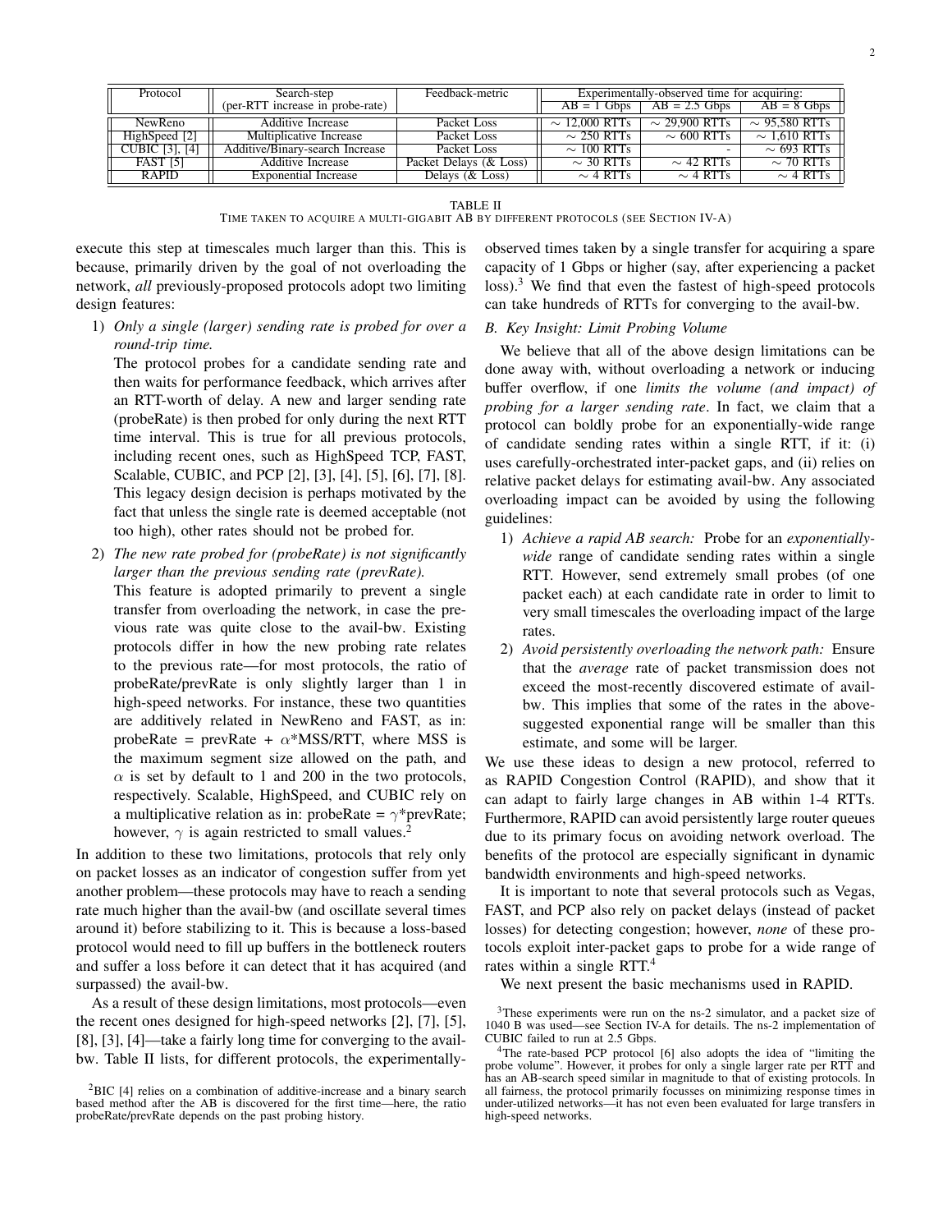| Protocol | Search-step (per-RTT increase in probe-rate) | Feedback-metric | Experimentally-observed time for acquiring: | | |
|---|---|---|---|---|---|
| | | | AB = 1 Gbps | AB = 2.5 Gbps | AB = 8 Gbps |
| NewReno | Additive Increase | Packet Loss | ∼ 12,000 RTTs | ∼ 29,900 RTTs | ∼ 95,580 RTTs |
| HighSpeed [2] | Multiplicative Increase | Packet Loss | ∼ 250 RTTs | ∼ 600 RTTs | ∼ 1,610 RTTs |
| CUBIC [3], [4] | Additive/Binary-search Increase | Packet Loss | ∼ 100 RTTs | - | ∼ 693 RTTs |
| FAST [5] | Additive Increase | Packet Delays (& Loss) | ∼ 30 RTTs | ∼ 42 RTTs | ∼ 70 RTTs |
| RAPID | Exponential Increase | Delays (& Loss) | ∼ 4 RTTs | ∼ 4 RTTs | ∼ 4 RTTs |

TABLE II
TIME TAKEN TO ACQUIRE A MULTI-GIGABIT AB BY DIFFERENT PROTOCOLS (SEE SECTION IV-A)

execute this step at timescales much larger than this. This is because, primarily driven by the goal of not overloading the network, *all* previously-proposed protocols adopt two limiting design features:

1) *Only a single (larger) sending rate is probed for over a round-trip time.*
   The protocol probes for a candidate sending rate and then waits for performance feedback, which arrives after an RTT-worth of delay. A new and larger sending rate (probeRate) is then probed for only during the next RTT time interval. This is true for all previous protocols, including recent ones, such as HighSpeed TCP, FAST, Scalable, CUBIC, and PCP [2], [3], [4], [5], [6], [7], [8]. This legacy design decision is perhaps motivated by the fact that unless the single rate is deemed acceptable (not too high), other rates should not be probed for.
2) *The new rate probed for (probeRate) is not significantly larger than the previous sending rate (prevRate).*
   This feature is adopted primarily to prevent a single transfer from overloading the network, in case the previous rate was quite close to the avail-bw. Existing protocols differ in how the new probing rate relates to the previous rate—for most protocols, the ratio of probeRate/prevRate is only slightly larger than 1 in high-speed networks. For instance, these two quantities are additively related in NewReno and FAST, as in: probeRate = prevRate + $\alpha$*MSS/RTT, where MSS is the maximum segment size allowed on the path, and $\alpha$ is set by default to 1 and 200 in the two protocols, respectively. Scalable, HighSpeed, and CUBIC rely on a multiplicative relation as in: probeRate = $\gamma$*prevRate; however, $\gamma$ is again restricted to small values.[2]

In addition to these two limitations, protocols that rely only on packet losses as an indicator of congestion suffer from yet another problem—these protocols may have to reach a sending rate much higher than the avail-bw (and oscillate several times around it) before stabilizing to it. This is because a loss-based protocol would need to fill up buffers in the bottleneck routers and suffer a loss before it can detect that it has acquired (and surpassed) the avail-bw.

As a result of these design limitations, most protocols—even the recent ones designed for high-speed networks [2], [7], [5], [8], [3], [4]—take a fairly long time for converging to the avail-bw. Table II lists, for different protocols, the experimentally-observed times taken by a single transfer for acquiring a spare capacity of 1 Gbps or higher (say, after experiencing a packet loss).[3] We find that even the fastest of high-speed protocols can take hundreds of RTTs for converging to the avail-bw.

### B. Key Insight: Limit Probing Volume

We believe that all of the above design limitations can be done away with, without overloading a network or inducing buffer overflow, if one *limits the volume (and impact) of probing for a larger sending rate*. In fact, we claim that a protocol can boldly probe for an exponentially-wide range of candidate sending rates within a single RTT, if it: (i) uses carefully-orchestrated inter-packet gaps, and (ii) relies on relative packet delays for estimating avail-bw. Any associated overloading impact can be avoided by using the following guidelines:

1) *Achieve a rapid AB search:* Probe for an *exponentially-wide* range of candidate sending rates within a single RTT. However, send extremely small probes (of one packet each) at each candidate rate in order to limit to very small timescales the overloading impact of the large rates.
2) *Avoid persistently overloading the network path:* Ensure that the *average* rate of packet transmission does not exceed the most-recently discovered estimate of avail-bw. This implies that some of the rates in the above-suggested exponential range will be smaller than this estimate, and some will be larger.

We use these ideas to design a new protocol, referred to as RAPID Congestion Control (RAPID), and show that it can adapt to fairly large changes in AB within 1-4 RTTs. Furthermore, RAPID can avoid persistently large router queues due to its primary focus on avoiding network overload. The benefits of the protocol are especially significant in dynamic bandwidth environments and high-speed networks.

It is important to note that several protocols such as Vegas, FAST, and PCP also rely on packet delays (instead of packet losses) for detecting congestion; however, *none* of these protocols exploit inter-packet gaps to probe for a wide range of rates within a single RTT.[4]

We next present the basic mechanisms used in RAPID.

---

[2] BIC [4] relies on a combination of additive-increase and a binary search based method after the AB is discovered for the first time—here, the ratio probeRate/prevRate depends on the past probing history.

[3] These experiments were run on the ns-2 simulator, and a packet size of 1040 B was used—see Section IV-A for details. The ns-2 implementation of CUBIC failed to run at 2.5 Gbps.

[4] The rate-based PCP protocol [6] also adopts the idea of "limiting the probe volume". However, it probes for only a single larger rate per RTT and has an AB-search speed similar in magnitude to that of existing protocols. In all fairness, the protocol primarily focusses on minimizing response times in under-utilized networks—it has not even been evaluated for large transfers in high-speed networks.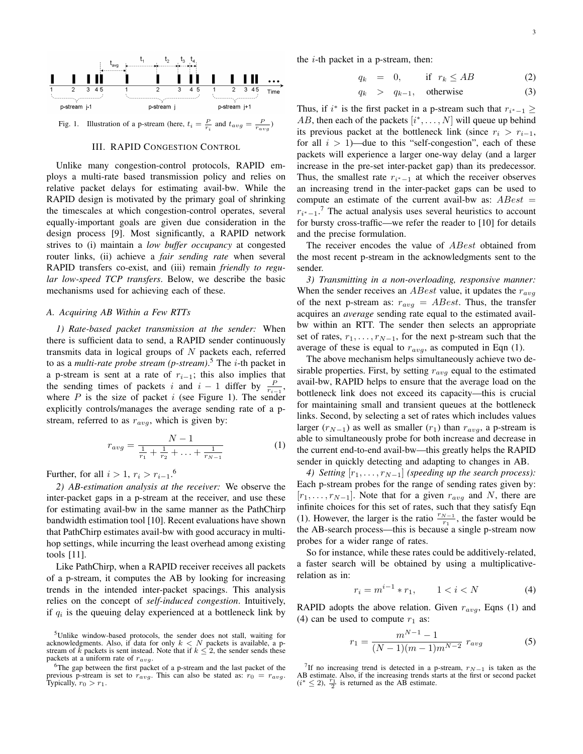Fig. 1. Illustration of a p-stream (here, $t_i = \frac{P}{r_i}$ and $t_{avg} = \frac{P}{r_{avg}}$)

## III. RAPID Congestion Control

Unlike many congestion-control protocols, RAPID employs a multi-rate based transmission policy and relies on relative packet delays for estimating avail-bw. While the RAPID design is motivated by the primary goal of shrinking the timescales at which congestion-control operates, several equally-important goals are given due consideration in the design process [9]. Most significantly, a RAPID network strives to (i) maintain a *low buffer occupancy* at congested router links, (ii) achieve a *fair sending rate* when several RAPID transfers co-exist, and (iii) remain *friendly to regular low-speed TCP transfers*. Below, we describe the basic mechanisms used for achieving each of these.

### A. Acquiring AB Within a Few RTTs

*1) Rate-based packet transmission at the sender:* When there is sufficient data to send, a RAPID sender continuously transmits data in logical groups of $N$ packets each, referred to as a *multi-rate probe stream (p-stream)*.[5] The $i$-th packet in a p-stream is sent at a rate of $r_{i-1}$; this also implies that the sending times of packets $i$ and $i-1$ differ by $\frac{P}{r_{i-1}}$, where $P$ is the size of packet $i$ (see Figure 1). The sender explicitly controls/manages the average sending rate of a p-stream, referred to as $r_{avg}$, which is given by:

$$r_{avg} = \frac{N-1}{\frac{1}{r_1} + \frac{1}{r_2} + \ldots + \frac{1}{r_{N-1}}} \tag{1}$$

Further, for all $i > 1$, $r_i > r_{i-1}$.[6]

*2) AB-estimation analysis at the receiver:* We observe the inter-packet gaps in a p-stream at the receiver, and use these for estimating avail-bw in the same manner as the PathChirp bandwidth estimation tool [10]. Recent evaluations have shown that PathChirp estimates avail-bw with good accuracy in multi-hop settings, while incurring the least overhead among existing tools [11].

Like PathChirp, when a RAPID receiver receives all packets of a p-stream, it computes the AB by looking for increasing trends in the intended inter-packet spacings. This analysis relies on the concept of *self-induced congestion*. Intuitively, if $q_i$ is the queuing delay experienced at a bottleneck link by the $i$-th packet in a p-stream, then:

$$q_k = 0, \qquad \text{if } r_k \leq AB \tag{2}$$

$$q_k > q_{k-1}, \quad \text{otherwise} \tag{3}$$

Thus, if $i^*$ is the first packet in a p-stream such that $r_{i^*-1} \geq AB$, then each of the packets $[i^*, \ldots, N]$ will queue up behind its previous packet at the bottleneck link (since $r_i > r_{i-1}$, for all $i > 1$)—due to this "self-congestion", each of these packets will experience a larger one-way delay (and a larger increase in the pre-set inter-packet gap) than its predecessor. Thus, the smallest rate $r_{i^*-1}$ at which the receiver observes an increasing trend in the inter-packet gaps can be used to compute an estimate of the current avail-bw as: $ABest = r_{i^*-1}$.[7] The actual analysis uses several heuristics to account for bursty cross-traffic—we refer the reader to [10] for details and the precise formulation.

The receiver encodes the value of $ABest$ obtained from the most recent p-stream in the acknowledgments sent to the sender.

*3) Transmitting in a non-overloading, responsive manner:* When the sender receives an $ABest$ value, it updates the $r_{avg}$ of the next p-stream as: $r_{avg} = ABest$. Thus, the transfer acquires an *average* sending rate equal to the estimated avail-bw within an RTT. The sender then selects an appropriate set of rates, $r_1, \ldots, r_{N-1}$, for the next p-stream such that the average of these is equal to $r_{avg}$, as computed in Eqn (1).

The above mechanism helps simultaneously achieve two desirable properties. First, by setting $r_{avg}$ equal to the estimated avail-bw, RAPID helps to ensure that the average load on the bottleneck link does not exceed its capacity—this is crucial for maintaining small and transient queues at the bottleneck links. Second, by selecting a set of rates which includes values larger ($r_{N-1}$) as well as smaller ($r_1$) than $r_{avg}$, a p-stream is able to simultaneously probe for both increase and decrease in the current end-to-end avail-bw—this greatly helps the RAPID sender in quickly detecting and adapting to changes in AB.

*4) Setting $[r_1, \ldots, r_{N-1}]$ (speeding up the search process):* Each p-stream probes for the range of sending rates given by: $[r_1, \ldots, r_{N-1}]$. Note that for a given $r_{avg}$ and $N$, there are infinite choices for this set of rates, such that they satisfy Eqn (1). However, the larger is the ratio $\frac{r_{N-1}}{r_1}$, the faster would be the AB-search process—this is because a single p-stream now probes for a wider range of rates.

So for instance, while these rates could be additively-related, a faster search will be obtained by using a multiplicative-relation as in:

$$r_i = m^{i-1} * r_1, \qquad 1 < i < N \tag{4}$$

RAPID adopts the above relation. Given $r_{avg}$, Eqns (1) and (4) can be used to compute $r_1$ as:

$$r_1 = \frac{m^{N-1} - 1}{(N-1)(m-1)m^{N-2}} \; r_{avg} \tag{5}$$

---

[5] Unlike window-based protocols, the sender does not stall, waiting for acknowledgments. Also, if data for only $k < N$ packets is available, a p-stream of $k$ packets is sent instead. Note that if $k \leq 2$, the sender sends these packets at a uniform rate of $r_{avg}$.

[6] The gap between the first packet of a p-stream and the last packet of the previous p-stream is set to $r_{avg}$. This can also be stated as: $r_0 = r_{avg}$. Typically, $r_0 > r_1$.

[7] If no increasing trend is detected in a p-stream, $r_{N-1}$ is taken as the AB estimate. Also, if the increasing trends starts at the first or second packet ($i^* \leq 2$), $\frac{r_1}{2}$ is returned as the AB estimate.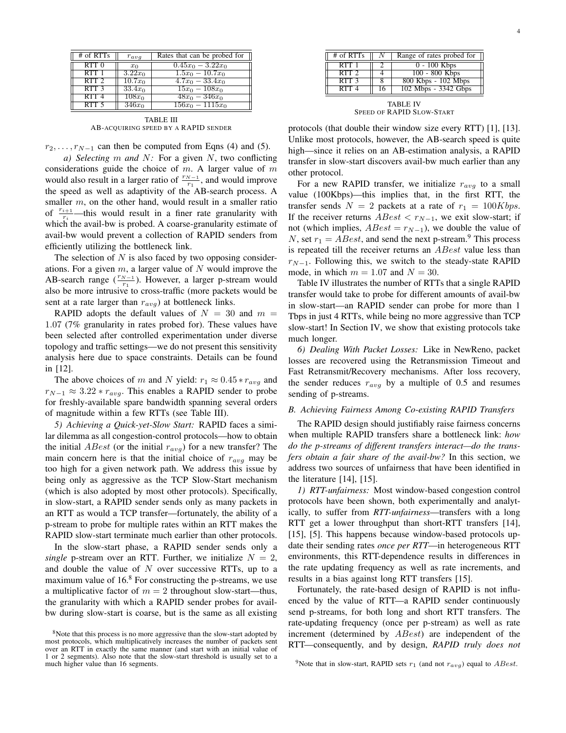| # of RTTs | $r_{avg}$ | Rates that can be probed for |
|---|---|---|
| RTT 0 | $x_0$ | $0.45x_0 - 3.22x_0$ |
| RTT 1 | $3.22x_0$ | $1.5x_0 - 10.7x_0$ |
| RTT 2 | $10.7x_0$ | $4.7x_0 - 33.4x_0$ |
| RTT 3 | $33.4x_0$ | $15x_0 - 108x_0$ |
| RTT 4 | $108x_0$ | $48x_0 - 346x_0$ |
| RTT 5 | $346x_0$ | $156x_0 - 1115x_0$ |

TABLE III
AB-ACQUIRING SPEED BY A RAPID SENDER

$r_2, \ldots, r_{N-1}$ can then be computed from Eqns (4) and (5).

*a) Selecting $m$ and $N$:* For a given $N$, two conflicting considerations guide the choice of $m$. A larger value of $m$ would also result in a larger ratio of $\frac{r_{N-1}}{r_1}$, and would improve the speed as well as adaptivity of the AB-search process. A smaller $m$, on the other hand, would result in a smaller ratio of $\frac{r_{i+1}}{r_i}$—this would result in a finer rate granularity with which the avail-bw is probed. A coarse-granularity estimate of avail-bw would prevent a collection of RAPID senders from efficiently utilizing the bottleneck link.

The selection of $N$ is also faced by two opposing considerations. For a given $m$, a larger value of $N$ would improve the AB-search range ($\frac{r_{N-1}}{r_1}$). However, a larger p-stream would also be more intrusive to cross-traffic (more packets would be sent at a rate larger than $r_{avg}$) at bottleneck links.

RAPID adopts the default values of $N = 30$ and $m = 1.07$ (7% granularity in rates probed for). These values have been selected after controlled experimentation under diverse topology and traffic settings—we do not present this sensitivity analysis here due to space constraints. Details can be found in [12].

The above choices of $m$ and $N$ yield: $r_1 \approx 0.45 * r_{avg}$ and $r_{N-1} \approx 3.22 * r_{avg}$. This enables a RAPID sender to probe for freshly-available spare bandwidth spanning several orders of magnitude within a few RTTs (see Table III).

*5) Achieving a Quick-yet-Slow Start:* RAPID faces a similar dilemma as all congestion-control protocols—how to obtain the initial $ABest$ (or the initial $r_{avg}$) for a new transfer? The main concern here is that the initial choice of $r_{avg}$ may be too high for a given network path. We address this issue by being only as aggressive as the TCP Slow-Start mechanism (which is also adopted by most other protocols). Specifically, in slow-start, a RAPID sender sends only as many packets in an RTT as would a TCP transfer—fortunately, the ability of a p-stream to probe for multiple rates within an RTT makes the RAPID slow-start terminate much earlier than other protocols.

In the slow-start phase, a RAPID sender sends only a *single* p-stream over an RTT. Further, we initialize $N = 2$, and double the value of $N$ over successive RTTs, up to a maximum value of 16.[8] For constructing the p-streams, we use a multiplicative factor of $m = 2$ throughout slow-start—thus, the granularity with which a RAPID sender probes for avail-bw during slow-start is coarse, but is the same as all existing protocols (that double their window size every RTT) [1], [13]. Unlike most protocols, however, the AB-search speed is quite high—since it relies on an AB-estimation analysis, a RAPID transfer in slow-start discovers avail-bw much earlier than any other protocol.

| # of RTTs | $N$ | Range of rates probed for |
|---|---|---|
| RTT 1 | 2 | 0 - 100 Kbps |
| RTT 2 | 4 | 100 - 800 Kbps |
| RTT 3 | 8 | 800 Kbps - 102 Mbps |
| RTT 4 | 16 | 102 Mbps - 3342 Gbps |

TABLE IV
SPEED OF RAPID SLOW-START

For a new RAPID transfer, we initialize $r_{avg}$ to a small value (100Kbps)—this implies that, in the first RTT, the transfer sends $N = 2$ packets at a rate of $r_1 = 100Kbps$. If the receiver returns $ABest < r_{N-1}$, we exit slow-start; if not (which implies, $ABest = r_{N-1}$), we double the value of $N$, set $r_1 = ABest$, and send the next p-stream.[9] This process is repeated till the receiver returns an $ABest$ value less than $r_{N-1}$. Following this, we switch to the steady-state RAPID mode, in which $m = 1.07$ and $N = 30$.

Table IV illustrates the number of RTTs that a single RAPID transfer would take to probe for different amounts of avail-bw in slow-start—an RAPID sender can probe for more than 1 Tbps in just 4 RTTs, while being no more aggressive than TCP slow-start! In Section IV, we show that existing protocols take much longer.

*6) Dealing With Packet Losses:* Like in NewReno, packet losses are recovered using the Retransmission Timeout and Fast Retransmit/Recovery mechanisms. After loss recovery, the sender reduces $r_{avg}$ by a multiple of 0.5 and resumes sending of p-streams.

### B. Achieving Fairness Among Co-existing RAPID Transfers

The RAPID design should justifiably raise fairness concerns when multiple RAPID transfers share a bottleneck link: *how do the p-streams of different transfers interact—do the transfers obtain a fair share of the avail-bw?* In this section, we address two sources of unfairness that have been identified in the literature [14], [15].

*1) RTT-unfairness:* Most window-based congestion control protocols have been shown, both experimentally and analytically, to suffer from ***RTT-unfairness***—transfers with a long RTT get a lower throughput than short-RTT transfers [14], [15], [5]. This happens because window-based protocols update their sending rates *once per RTT*—in heterogeneous RTT environments, this RTT-dependence results in differences in the rate updating frequency as well as rate increments, and results in a bias against long RTT transfers [15].

Fortunately, the rate-based design of RAPID is not influenced by the value of RTT—a RAPID sender continuously send p-streams, for both long and short RTT transfers. The rate-updating frequency (once per p-stream) as well as rate increment (determined by $ABest$) are independent of the RTT—consequently, and by design, *RAPID truly does not*

[8] Note that this process is no more aggressive than the slow-start adopted by most protocols, which multiplicatively increases the number of packets sent over an RTT in exactly the same manner (and start with an initial value of 1 or 2 segments). Also note that the slow-start threshold is usually set to a much higher value than 16 segments.

[9] Note that in slow-start, RAPID sets $r_1$ (and not $r_{avg}$) equal to $ABest$.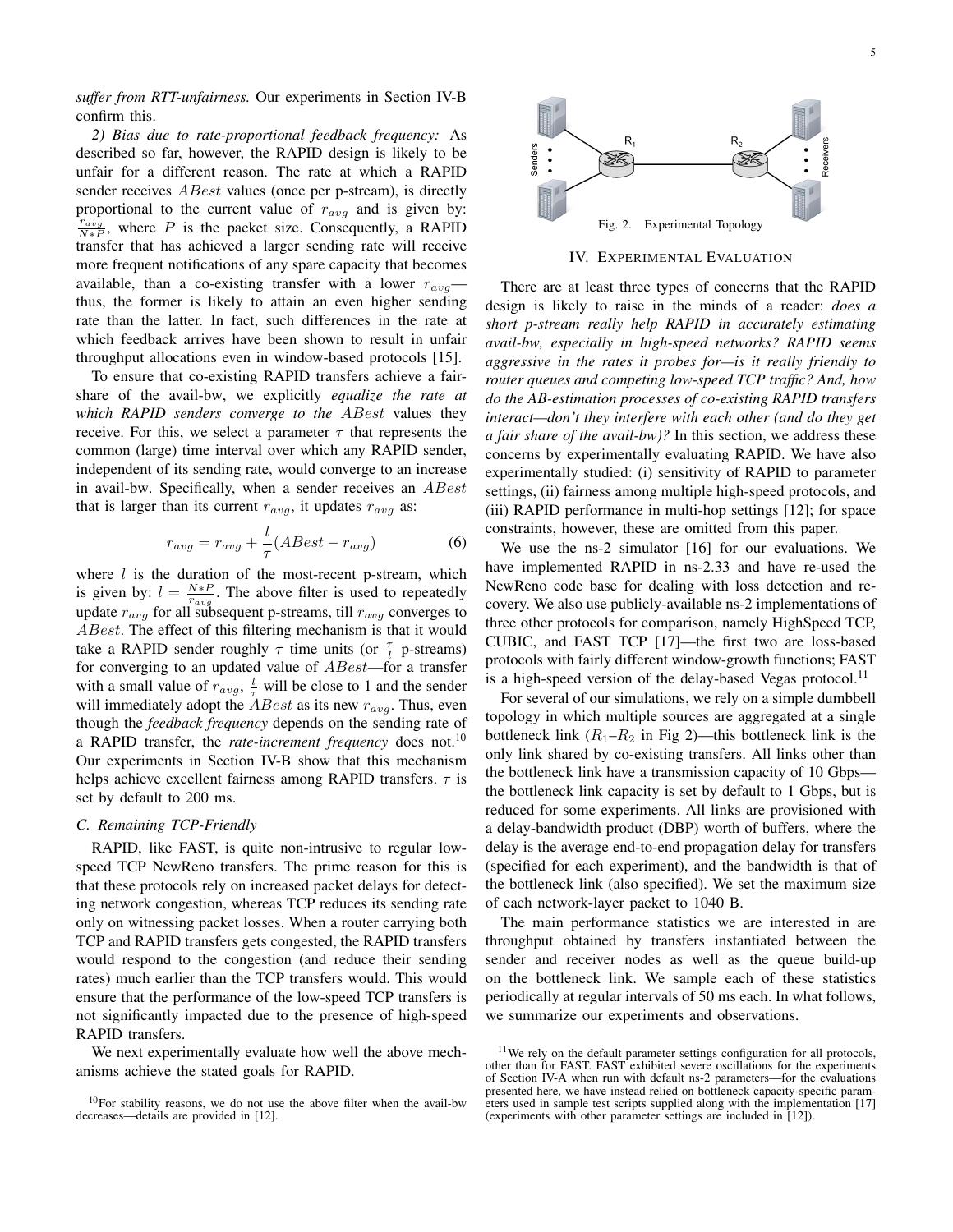*suffer from RTT-unfairness.* Our experiments in Section IV-B confirm this.

*2) Bias due to rate-proportional feedback frequency:* As described so far, however, the RAPID design is likely to be unfair for a different reason. The rate at which a RAPID sender receives $ABest$ values (once per p-stream), is directly proportional to the current value of $r_{avg}$ and is given by: $\frac{r_{avg}}{N*P}$, where $P$ is the packet size. Consequently, a RAPID transfer that has achieved a larger sending rate will receive more frequent notifications of any spare capacity that becomes available, than a co-existing transfer with a lower $r_{avg}$—thus, the former is likely to attain an even higher sending rate than the latter. In fact, such differences in the rate at which feedback arrives have been shown to result in unfair throughput allocations even in window-based protocols [15].

To ensure that co-existing RAPID transfers achieve a fair-share of the avail-bw, we explicitly *equalize the rate at which RAPID senders converge to the* $ABest$ values they receive. For this, we select a parameter $\tau$ that represents the common (large) time interval over which any RAPID sender, independent of its sending rate, would converge to an increase in avail-bw. Specifically, when a sender receives an $ABest$ that is larger than its current $r_{avg}$, it updates $r_{avg}$ as:

$$r_{avg} = r_{avg} + \frac{l}{\tau}(ABest - r_{avg}) \tag{6}$$

where $l$ is the duration of the most-recent p-stream, which is given by: $l = \frac{N*P}{r_{avg}}$. The above filter is used to repeatedly update $r_{avg}$ for all subsequent p-streams, till $r_{avg}$ converges to $ABest$. The effect of this filtering mechanism is that it would take a RAPID sender roughly $\tau$ time units (or $\frac{\tau}{l}$ p-streams) for converging to an updated value of $ABest$—for a transfer with a small value of $r_{avg}$, $\frac{l}{\tau}$ will be close to 1 and the sender will immediately adopt the $ABest$ as its new $r_{avg}$. Thus, even though the *feedback frequency* depends on the sending rate of a RAPID transfer, the *rate-increment frequency* does not.[10] Our experiments in Section IV-B show that this mechanism helps achieve excellent fairness among RAPID transfers. $\tau$ is set by default to 200 ms.

### C. Remaining TCP-Friendly

RAPID, like FAST, is quite non-intrusive to regular low-speed TCP NewReno transfers. The prime reason for this is that these protocols rely on increased packet delays for detecting network congestion, whereas TCP reduces its sending rate only on witnessing packet losses. When a router carrying both TCP and RAPID transfers gets congested, the RAPID transfers would respond to the congestion (and reduce their sending rates) much earlier than the TCP transfers would. This would ensure that the performance of the low-speed TCP transfers is not significantly impacted due to the presence of high-speed RAPID transfers.

We next experimentally evaluate how well the above mechanisms achieve the stated goals for RAPID.

[10]For stability reasons, we do not use the above filter when the avail-bw decreases—details are provided in [12].

Fig. 2. Experimental Topology

## IV. Experimental Evaluation

There are at least three types of concerns that the RAPID design is likely to raise in the minds of a reader: *does a short p-stream really help RAPID in accurately estimating avail-bw, especially in high-speed networks? RAPID seems aggressive in the rates it probes for—is it really friendly to router queues and competing low-speed TCP traffic? And, how do the AB-estimation processes of co-existing RAPID transfers interact—don't they interfere with each other (and do they get a fair share of the avail-bw)?* In this section, we address these concerns by experimentally evaluating RAPID. We have also experimentally studied: (i) sensitivity of RAPID to parameter settings, (ii) fairness among multiple high-speed protocols, and (iii) RAPID performance in multi-hop settings [12]; for space constraints, however, these are omitted from this paper.

We use the ns-2 simulator [16] for our evaluations. We have implemented RAPID in ns-2.33 and have re-used the NewReno code base for dealing with loss detection and recovery. We also use publicly-available ns-2 implementations of three other protocols for comparison, namely HighSpeed TCP, CUBIC, and FAST TCP [17]—the first two are loss-based protocols with fairly different window-growth functions; FAST is a high-speed version of the delay-based Vegas protocol.[11]

For several of our simulations, we rely on a simple dumbbell topology in which multiple sources are aggregated at a single bottleneck link ($R_1$–$R_2$ in Fig 2)—this bottleneck link is the only link shared by co-existing transfers. All links other than the bottleneck link have a transmission capacity of 10 Gbps—the bottleneck link capacity is set by default to 1 Gbps, but is reduced for some experiments. All links are provisioned with a delay-bandwidth product (DBP) worth of buffers, where the delay is the average end-to-end propagation delay for transfers (specified for each experiment), and the bandwidth is that of the bottleneck link (also specified). We set the maximum size of each network-layer packet to 1040 B.

The main performance statistics we are interested in are throughput obtained by transfers instantiated between the sender and receiver nodes as well as the queue build-up on the bottleneck link. We sample each of these statistics periodically at regular intervals of 50 ms each. In what follows, we summarize our experiments and observations.

[11]We rely on the default parameter settings configuration for all protocols, other than for FAST. FAST exhibited severe oscillations for the experiments of Section IV-A when run with default ns-2 parameters—for the evaluations presented here, we have instead relied on bottleneck capacity-specific parameters used in sample test scripts supplied along with the implementation [17] (experiments with other parameter settings are included in [12]).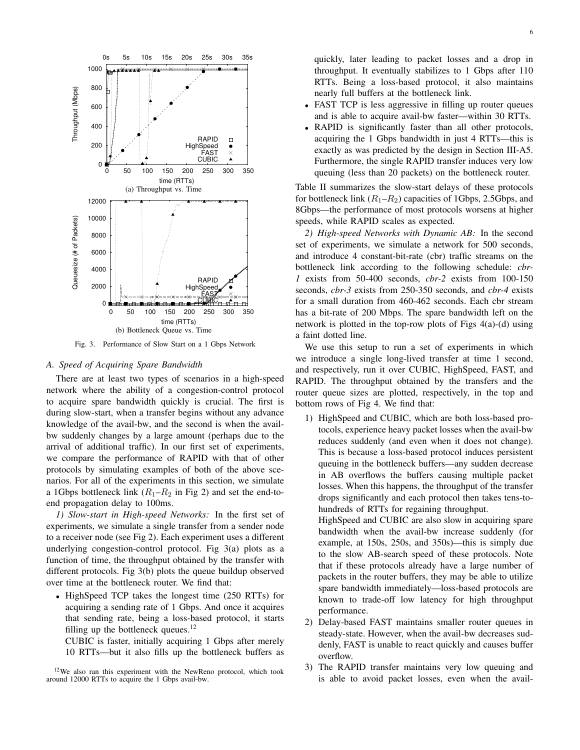Fig. 3. Performance of Slow Start on a 1 Gbps Network

### A. Speed of Acquiring Spare Bandwidth

There are at least two types of scenarios in a high-speed network where the ability of a congestion-control protocol to acquire spare bandwidth quickly is crucial. The first is during slow-start, when a transfer begins without any advance knowledge of the avail-bw, and the second is when the avail-bw suddenly changes by a large amount (perhaps due to the arrival of additional traffic). In our first set of experiments, we compare the performance of RAPID with that of other protocols by simulating examples of both of the above scenarios. For all of the experiments in this section, we simulate a 1Gbps bottleneck link ($R_1$–$R_2$ in Fig 2) and set the end-to-end propagation delay to 100ms.

*1) Slow-start in High-speed Networks:* In the first set of experiments, we simulate a single transfer from a sender node to a receiver node (see Fig 2). Each experiment uses a different underlying congestion-control protocol. Fig 3(a) plots as a function of time, the throughput obtained by the transfer with different protocols. Fig 3(b) plots the queue buildup observed over time at the bottleneck router. We find that:

- HighSpeed TCP takes the longest time (250 RTTs) for acquiring a sending rate of 1 Gbps. And once it acquires that sending rate, being a loss-based protocol, it starts filling up the bottleneck queues.[12]

  CUBIC is faster, initially acquiring 1 Gbps after merely 10 RTTs—but it also fills up the bottleneck buffers as quickly, later leading to packet losses and a drop in throughput. It eventually stabilizes to 1 Gbps after 110 RTTs. Being a loss-based protocol, it also maintains nearly full buffers at the bottleneck link.
- FAST TCP is less aggressive in filling up router queues and is able to acquire avail-bw faster—within 30 RTTs.
- RAPID is significantly faster than all other protocols, acquiring the 1 Gbps bandwidth in just 4 RTTs—this is exactly as was predicted by the design in Section III-A5. Furthermore, the single RAPID transfer induces very low queuing (less than 20 packets) on the bottleneck router.

Table II summarizes the slow-start delays of these protocols for bottleneck link ($R_1$–$R_2$) capacities of 1Gbps, 2.5Gbps, and 8Gbps—the performance of most protocols worsens at higher speeds, while RAPID scales as expected.

*2) High-speed Networks with Dynamic AB:* In the second set of experiments, we simulate a network for 500 seconds, and introduce 4 constant-bit-rate (cbr) traffic streams on the bottleneck link according to the following schedule: *cbr-1* exists from 50-400 seconds, *cbr-2* exists from 100-150 seconds, *cbr-3* exists from 250-350 seconds, and *cbr-4* exists for a small duration from 460-462 seconds. Each cbr stream has a bit-rate of 200 Mbps. The spare bandwidth left on the network is plotted in the top-row plots of Figs 4(a)-(d) using a faint dotted line.

We use this setup to run a set of experiments in which we introduce a single long-lived transfer at time 1 second, and respectively, run it over CUBIC, HighSpeed, FAST, and RAPID. The throughput obtained by the transfers and the router queue sizes are plotted, respectively, in the top and bottom rows of Fig 4. We find that:

1) HighSpeed and CUBIC, which are both loss-based protocols, experience heavy packet losses when the avail-bw reduces suddenly (and even when it does not change). This is because a loss-based protocol induces persistent queuing in the bottleneck buffers—any sudden decrease in AB overflows the buffers causing multiple packet losses. When this happens, the throughput of the transfer drops significantly and each protocol then takes tens-to-hundreds of RTTs for regaining throughput.

   HighSpeed and CUBIC are also slow in acquiring spare bandwidth when the avail-bw increase suddenly (for example, at 150s, 250s, and 350s)—this is simply due to the slow AB-search speed of these protocols. Note that if these protocols already have a large number of packets in the router buffers, they may be able to utilize spare bandwidth immediately—loss-based protocols are known to trade-off low latency for high throughput performance.
2) Delay-based FAST maintains smaller router queues in steady-state. However, when the avail-bw decreases suddenly, FAST is unable to react quickly and causes buffer overflow.
3) The RAPID transfer maintains very low queuing and is able to avoid packet losses, even when the avail-

[12] We also ran this experiment with the NewReno protocol, which took around 12000 RTTs to acquire the 1 Gbps avail-bw.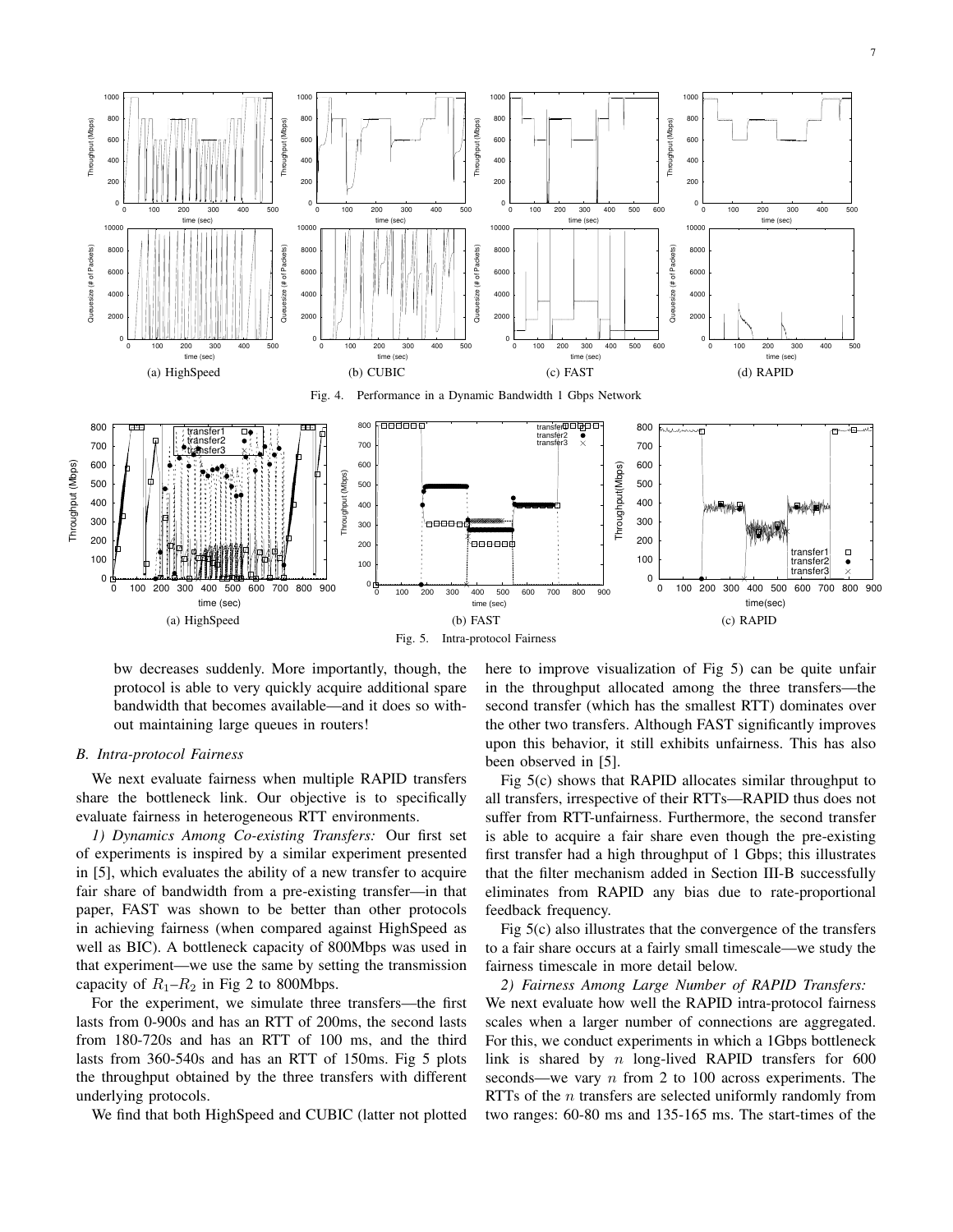Fig. 4. Performance in a Dynamic Bandwidth 1 Gbps Network

(a) HighSpeed (b) CUBIC (c) FAST (d) RAPID

Fig. 5. Intra-protocol Fairness

(a) HighSpeed (b) FAST (c) RAPID

bw decreases suddenly. More importantly, though, the protocol is able to very quickly acquire additional spare bandwidth that becomes available—and it does so without maintaining large queues in routers!

### B. Intra-protocol Fairness

We next evaluate fairness when multiple RAPID transfers share the bottleneck link. Our objective is to specifically evaluate fairness in heterogeneous RTT environments.

*1) Dynamics Among Co-existing Transfers:* Our first set of experiments is inspired by a similar experiment presented in [5], which evaluates the ability of a new transfer to acquire fair share of bandwidth from a pre-existing transfer—in that paper, FAST was shown to be better than other protocols in achieving fairness (when compared against HighSpeed as well as BIC). A bottleneck capacity of 800Mbps was used in that experiment—we use the same by setting the transmission capacity of $R_1$–$R_2$ in Fig 2 to 800Mbps.

For the experiment, we simulate three transfers—the first lasts from 0-900s and has an RTT of 200ms, the second lasts from 180-720s and has an RTT of 100 ms, and the third lasts from 360-540s and has an RTT of 150ms. Fig 5 plots the throughput obtained by the three transfers with different underlying protocols.

We find that both HighSpeed and CUBIC (latter not plotted here to improve visualization of Fig 5) can be quite unfair in the throughput allocated among the three transfers—the second transfer (which has the smallest RTT) dominates over the other two transfers. Although FAST significantly improves upon this behavior, it still exhibits unfairness. This has also been observed in [5].

Fig 5(c) shows that RAPID allocates similar throughput to all transfers, irrespective of their RTTs—RAPID thus does not suffer from RTT-unfairness. Furthermore, the second transfer is able to acquire a fair share even though the pre-existing first transfer had a high throughput of 1 Gbps; this illustrates that the filter mechanism added in Section III-B successfully eliminates from RAPID any bias due to rate-proportional feedback frequency.

Fig 5(c) also illustrates that the convergence of the transfers to a fair share occurs at a fairly small timescale—we study the fairness timescale in more detail below.

*2) Fairness Among Large Number of RAPID Transfers:* We next evaluate how well the RAPID intra-protocol fairness scales when a larger number of connections are aggregated. For this, we conduct experiments in which a 1Gbps bottleneck link is shared by $n$ long-lived RAPID transfers for 600 seconds—we vary $n$ from 2 to 100 across experiments. The RTTs of the $n$ transfers are selected uniformly randomly from two ranges: 60-80 ms and 135-165 ms. The start-times of the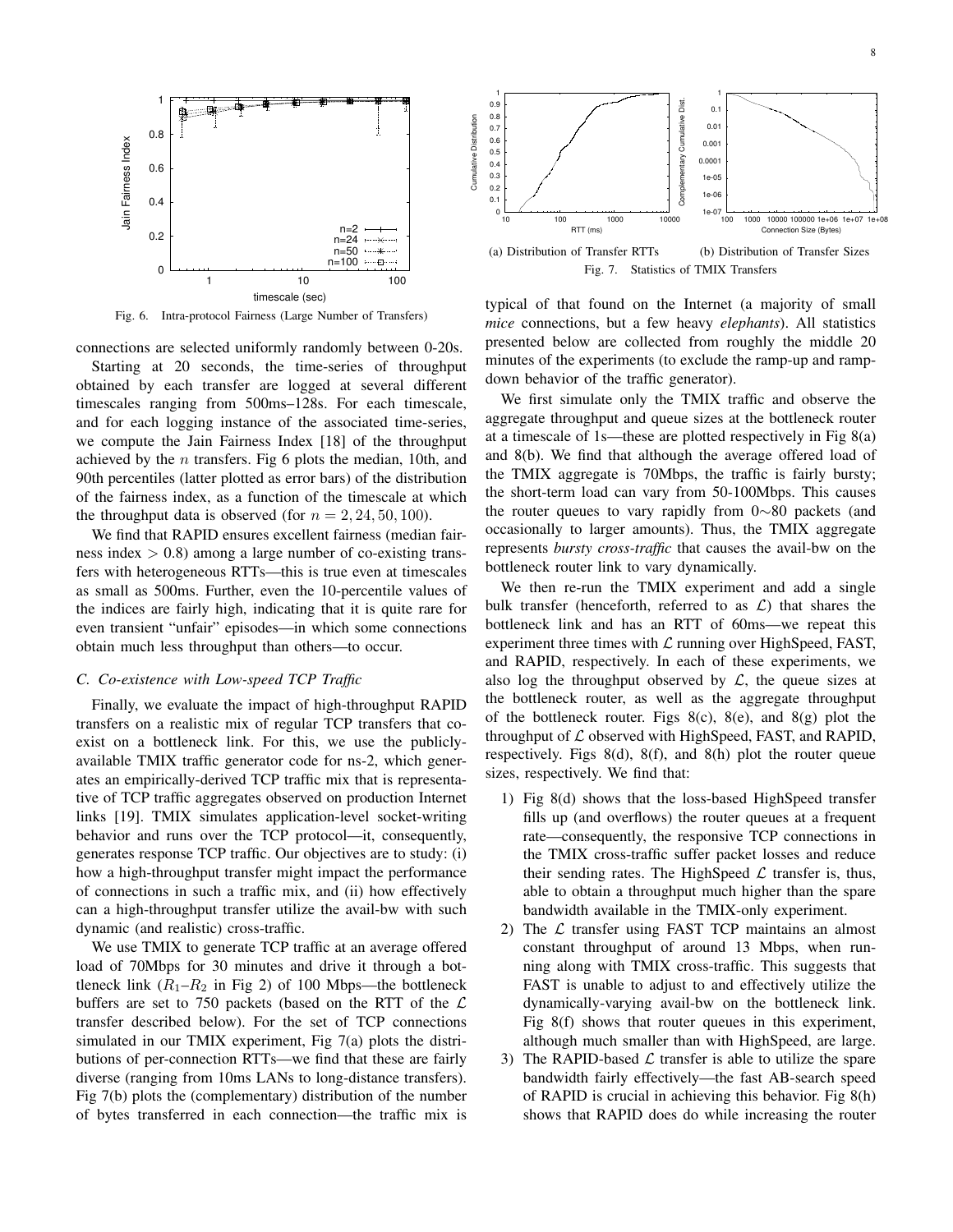Fig. 6. Intra-protocol Fairness (Large Number of Transfers)

connections are selected uniformly randomly between 0-20s.

Starting at 20 seconds, the time-series of throughput obtained by each transfer are logged at several different timescales ranging from 500ms–128s. For each timescale, and for each logging instance of the associated time-series, we compute the Jain Fairness Index [18] of the throughput achieved by the $n$ transfers. Fig 6 plots the median, 10th, and 90th percentiles (latter plotted as error bars) of the distribution of the fairness index, as a function of the timescale at which the throughput data is observed (for $n = 2, 24, 50, 100$).

We find that RAPID ensures excellent fairness (median fairness index $> 0.8$) among a large number of co-existing transfers with heterogeneous RTTs—this is true even at timescales as small as 500ms. Further, even the 10-percentile values of the indices are fairly high, indicating that it is quite rare for even transient "unfair" episodes—in which some connections obtain much less throughput than others—to occur.

### C. Co-existence with Low-speed TCP Traffic

Finally, we evaluate the impact of high-throughput RAPID transfers on a realistic mix of regular TCP transfers that co-exist on a bottleneck link. For this, we use the publicly-available TMIX traffic generator code for ns-2, which generates an empirically-derived TCP traffic mix that is representative of TCP traffic aggregates observed on production Internet links [19]. TMIX simulates application-level socket-writing behavior and runs over the TCP protocol—it, consequently, generates response TCP traffic. Our objectives are to study: (i) how a high-throughput transfer might impact the performance of connections in such a traffic mix, and (ii) how effectively can a high-throughput transfer utilize the avail-bw with such dynamic (and realistic) cross-traffic.

We use TMIX to generate TCP traffic at an average offered load of 70Mbps for 30 minutes and drive it through a bottleneck link ($R_1$–$R_2$ in Fig 2) of 100 Mbps—the bottleneck buffers are set to 750 packets (based on the RTT of the $\mathcal{L}$ transfer described below). For the set of TCP connections simulated in our TMIX experiment, Fig 7(a) plots the distributions of per-connection RTTs—we find that these are fairly diverse (ranging from 10ms LANs to long-distance transfers). Fig 7(b) plots the (complementary) distribution of the number of bytes transferred in each connection—the traffic mix is

(a) Distribution of Transfer RTTs (b) Distribution of Transfer Sizes

Fig. 7. Statistics of TMIX Transfers

typical of that found on the Internet (a majority of small *mice* connections, but a few heavy *elephants*). All statistics presented below are collected from roughly the middle 20 minutes of the experiments (to exclude the ramp-up and ramp-down behavior of the traffic generator).

We first simulate only the TMIX traffic and observe the aggregate throughput and queue sizes at the bottleneck router at a timescale of 1s—these are plotted respectively in Fig 8(a) and 8(b). We find that although the average offered load of the TMIX aggregate is 70Mbps, the traffic is fairly bursty; the short-term load can vary from 50-100Mbps. This causes the router queues to vary rapidly from 0∼80 packets (and occasionally to larger amounts). Thus, the TMIX aggregate represents *bursty cross-traffic* that causes the avail-bw on the bottleneck router link to vary dynamically.

We then re-run the TMIX experiment and add a single bulk transfer (henceforth, referred to as $\mathcal{L}$) that shares the bottleneck link and has an RTT of 60ms—we repeat this experiment three times with $\mathcal{L}$ running over HighSpeed, FAST, and RAPID, respectively. In each of these experiments, we also log the throughput observed by $\mathcal{L}$, the queue sizes at the bottleneck router, as well as the aggregate throughput of the bottleneck router. Figs 8(c), 8(e), and 8(g) plot the throughput of $\mathcal{L}$ observed with HighSpeed, FAST, and RAPID, respectively. Figs 8(d), 8(f), and 8(h) plot the router queue sizes, respectively. We find that:

1) Fig 8(d) shows that the loss-based HighSpeed transfer fills up (and overflows) the router queues at a frequent rate—consequently, the responsive TCP connections in the TMIX cross-traffic suffer packet losses and reduce their sending rates. The HighSpeed $\mathcal{L}$ transfer is, thus, able to obtain a throughput much higher than the spare bandwidth available in the TMIX-only experiment.
2) The $\mathcal{L}$ transfer using FAST TCP maintains an almost constant throughput of around 13 Mbps, when running along with TMIX cross-traffic. This suggests that FAST is unable to adjust to and effectively utilize the dynamically-varying avail-bw on the bottleneck link. Fig 8(f) shows that router queues in this experiment, although much smaller than with HighSpeed, are large.
3) The RAPID-based $\mathcal{L}$ transfer is able to utilize the spare bandwidth fairly effectively—the fast AB-search speed of RAPID is crucial in achieving this behavior. Fig 8(h) shows that RAPID does do while increasing the router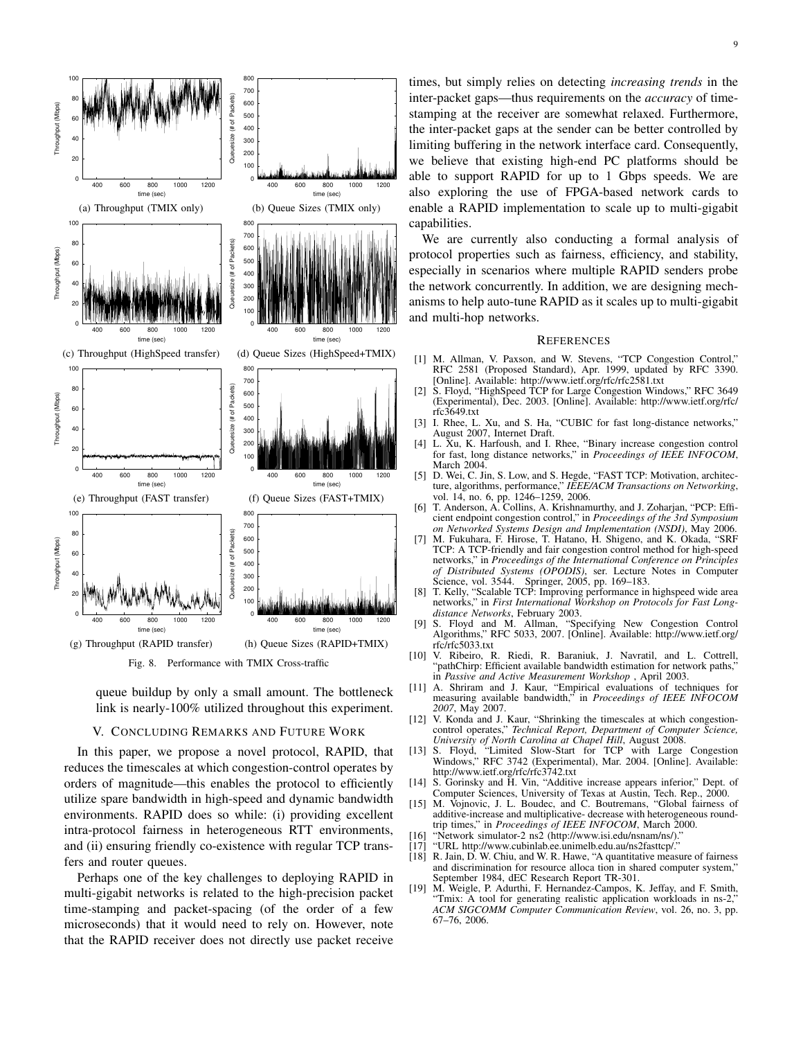100
80
60
40
20
0
Throughput (Mbps)
400 600 800 1000 1200
time (sec)

(a) Throughput (TMIX only)

800
700
600
500
400
300
200
100
0
Queuesize (# of Packets)
400 600 800 1000 1200
time (sec)

(b) Queue Sizes (TMIX only)

100
80
60
40
20
0
Throughput (Mbps)
400 600 800 1000 1200
time (sec)

(c) Throughput (HighSpeed transfer)

800
700
600
500
400
300
200
100
0
Queuesize (# of Packets)
400 600 800 1000 1200
time (sec)

(d) Queue Sizes (HighSpeed+TMIX)

100
80
60
40
20
0
Throughput (Mbps)
400 600 800 1000 1200
time (sec)

(e) Throughput (FAST transfer)

800
700
600
500
400
300
200
100
0
Queuesize (# of Packets)
400 600 800 1000 1200
time (sec)

(f) Queue Sizes (FAST+TMIX)

100
80
60
40
20
0
Throughput (Mbps)
400 600 800 1000 1200
time (sec)

(g) Throughput (RAPID transfer)

800
700
600
500
400
300
200
100
0
Queuesize (# of Packets)
400 600 800 1000 1200
time (sec)

(h) Queue Sizes (RAPID+TMIX)

Fig. 8. Performance with TMIX Cross-traffic

queue buildup by only a small amount. The bottleneck link is nearly-100% utilized throughout this experiment.

## V. Concluding Remarks and Future Work

In this paper, we propose a novel protocol, RAPID, that reduces the timescales at which congestion-control operates by orders of magnitude—this enables the protocol to efficiently utilize spare bandwidth in high-speed and dynamic bandwidth environments. RAPID does so while: (i) providing excellent intra-protocol fairness in heterogeneous RTT environments, and (ii) ensuring friendly co-existence with regular TCP transfers and router queues.

Perhaps one of the key challenges to deploying RAPID in multi-gigabit networks is related to the high-precision packet time-stamping and packet-spacing (of the order of a few microseconds) that it would need to rely on. However, note that the RAPID receiver does not directly use packet receive times, but simply relies on detecting *increasing trends* in the inter-packet gaps—thus requirements on the *accuracy* of time-stamping at the receiver are somewhat relaxed. Furthermore, the inter-packet gaps at the sender can be better controlled by limiting buffering in the network interface card. Consequently, we believe that existing high-end PC platforms should be able to support RAPID for up to 1 Gbps speeds. We are also exploring the use of FPGA-based network cards to enable a RAPID implementation to scale up to multi-gigabit capabilities.

We are currently also conducting a formal analysis of protocol properties such as fairness, efficiency, and stability, especially in scenarios where multiple RAPID senders probe the network concurrently. In addition, we are designing mechanisms to help auto-tune RAPID as it scales up to multi-gigabit and multi-hop networks.

## References

[1] M. Allman, V. Paxson, and W. Stevens, "TCP Congestion Control," RFC 2581 (Proposed Standard), Apr. 1999, updated by RFC 3390. [Online]. Available: http://www.ietf.org/rfc/rfc2581.txt

[2] S. Floyd, "HighSpeed TCP for Large Congestion Windows," RFC 3649 (Experimental), Dec. 2003. [Online]. Available: http://www.ietf.org/rfc/rfc3649.txt

[3] I. Rhee, L. Xu, and S. Ha, "CUBIC for fast long-distance networks," August 2007, Internet Draft.

[4] L. Xu, K. Harfoush, and I. Rhee, "Binary increase congestion control for fast, long distance networks," in *Proceedings of IEEE INFOCOM*, March 2004.

[5] D. Wei, C. Jin, S. Low, and S. Hegde, "FAST TCP: Motivation, architecture, algorithms, performance," *IEEE/ACM Transactions on Networking*, vol. 14, no. 6, pp. 1246–1259, 2006.

[6] T. Anderson, A. Collins, A. Krishnamurthy, and J. Zoharjan, "PCP: Efficient endpoint congestion control," in *Proceedings of the 3rd Symposium on Networked Systems Design and Implementation (NSDI)*, May 2006.

[7] M. Fukuhara, F. Hirose, T. Hatano, H. Shigeno, and K. Okada, "SRF TCP: A TCP-friendly and fair congestion control method for high-speed networks," in *Proceedings of the International Conference on Principles of Distributed Systems (OPODIS)*, ser. Lecture Notes in Computer Science, vol. 3544. Springer, 2005, pp. 169–183.

[8] T. Kelly, "Scalable TCP: Improving performance in highspeed wide area networks," in *First International Workshop on Protocols for Fast Long-distance Networks*, February 2003.

[9] S. Floyd and M. Allman, "Specifying New Congestion Control Algorithms," RFC 5033, 2007. [Online]. Available: http://www.ietf.org/rfc/rfc5033.txt

[10] V. Ribeiro, R. Riedi, R. Baraniuk, J. Navratil, and L. Cottrell, "pathChirp: Efficient available bandwidth estimation for network paths," in *Passive and Active Measurement Workshop* , April 2003.

[11] A. Shriram and J. Kaur, "Empirical evaluations of techniques for measuring available bandwidth," in *Proceedings of IEEE INFOCOM 2007*, May 2007.

[12] V. Konda and J. Kaur, "Shrinking the timescales at which congestion-control operates," *Technical Report, Department of Computer Science, University of North Carolina at Chapel Hill*, August 2008.

[13] S. Floyd, "Limited Slow-Start for TCP with Large Congestion Windows," RFC 3742 (Experimental), Mar. 2004. [Online]. Available: http://www.ietf.org/rfc/rfc3742.txt

[14] S. Gorinsky and H. Vin, "Additive increase appears inferior," Dept. of Computer Sciences, University of Texas at Austin, Tech. Rep., 2000.

[15] M. Vojnovic, J. L. Boudec, and C. Boutremans, "Global fairness of additive-increase and multiplicative- decrease with heterogeneous round-trip times," in *Proceedings of IEEE INFOCOM*, March 2000.

[16] "Network simulator-2 ns2 (http://www.isi.edu/nsnam/ns/)."

[17] "URL http://www.cubinlab.ee.unimelb.edu.au/ns2fasttcp/."

[18] R. Jain, D. W. Chiu, and W. R. Hawe, "A quantitative measure of fairness and discrimination for resource alloca tion in shared computer system," September 1984, dEC Research Report TR-301.

[19] M. Weigle, P. Adurthi, F. Hernandez-Campos, K. Jeffay, and F. Smith, "Tmix: A tool for generating realistic application workloads in ns-2," *ACM SIGCOMM Computer Communication Review*, vol. 26, no. 3, pp. 67–76, 2006.